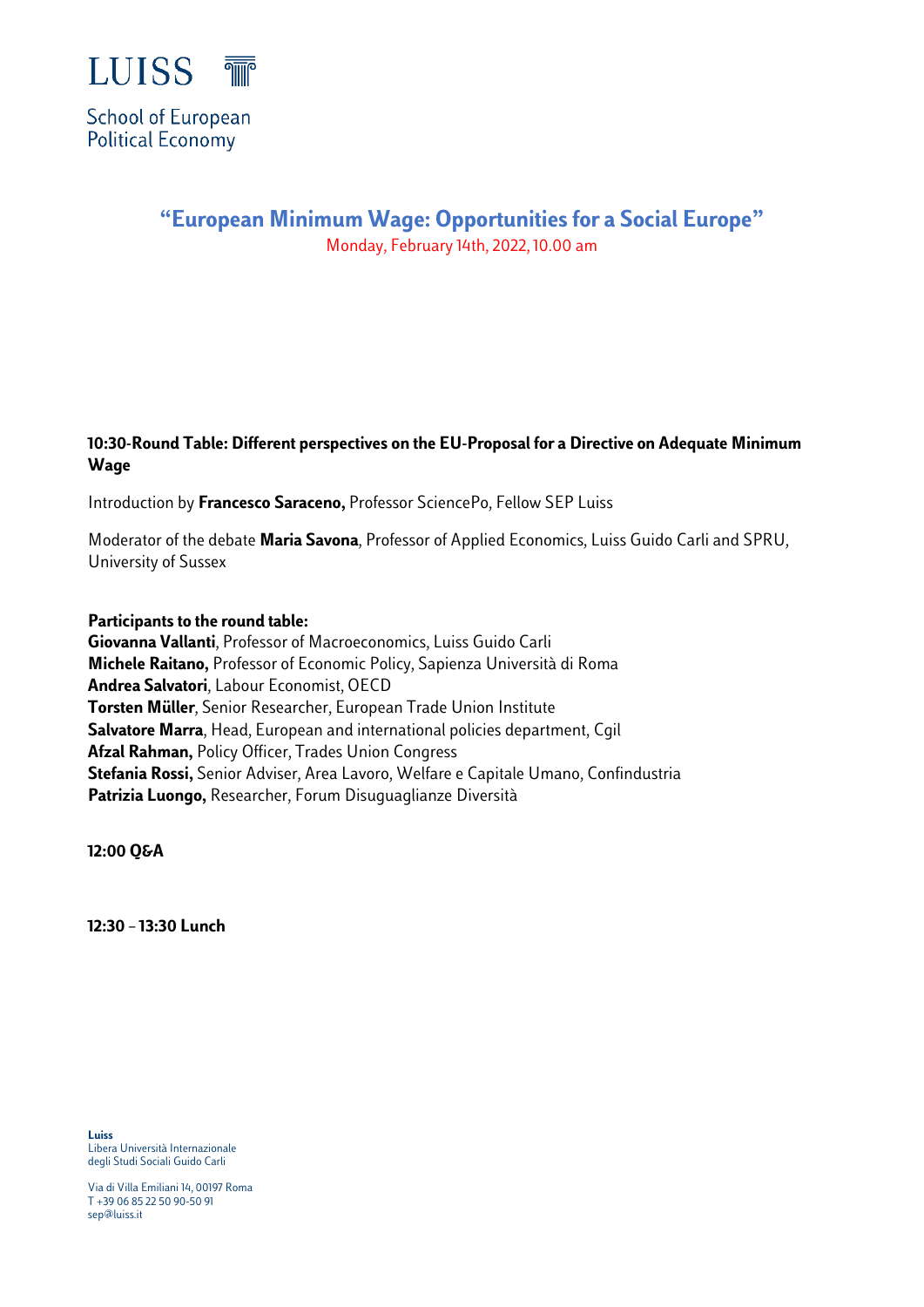LUISS

School of European Political Economy

# "European Minimum Wage: Opportunities for a Social Europe"

Monday, February 14th, 2022, 10.00 am

**10:30-Round Table: Different perspectives on the EU-Proposal for a Directive on Adequate Minimum Wage**

Introduction by **Francesco Saraceno,** Professor SciencePo, Fellow SEP Luiss

Moderator of the debate **Maria Savona**, Professor of Applied Economics, Luiss Guido Carli and SPRU, University of Sussex

**Participants to the round table:**
**Giovanna Vallanti**, Professor of Macroeconomics, Luiss Guido Carli
**Michele Raitano,** Professor of Economic Policy, Sapienza Università di Roma
**Andrea Salvatori**, Labour Economist, OECD
**Torsten Müller**, Senior Researcher, European Trade Union Institute
**Salvatore Marra**, Head, European and international policies department, Cgil
**Afzal Rahman,** Policy Officer, Trades Union Congress
**Stefania Rossi,** Senior Adviser, Area Lavoro, Welfare e Capitale Umano, Confindustria
**Patrizia Luongo,** Researcher, Forum Disuguaglianze Diversità

**12:00 Q&A**

**12:30 – 13:30 Lunch**

**Luiss**
Libera Università Internazionale degli Studi Sociali Guido Carli

Via di Villa Emiliani 14, 00197 Roma
T +39 06 85 22 50 90-50 91
sep@luiss.it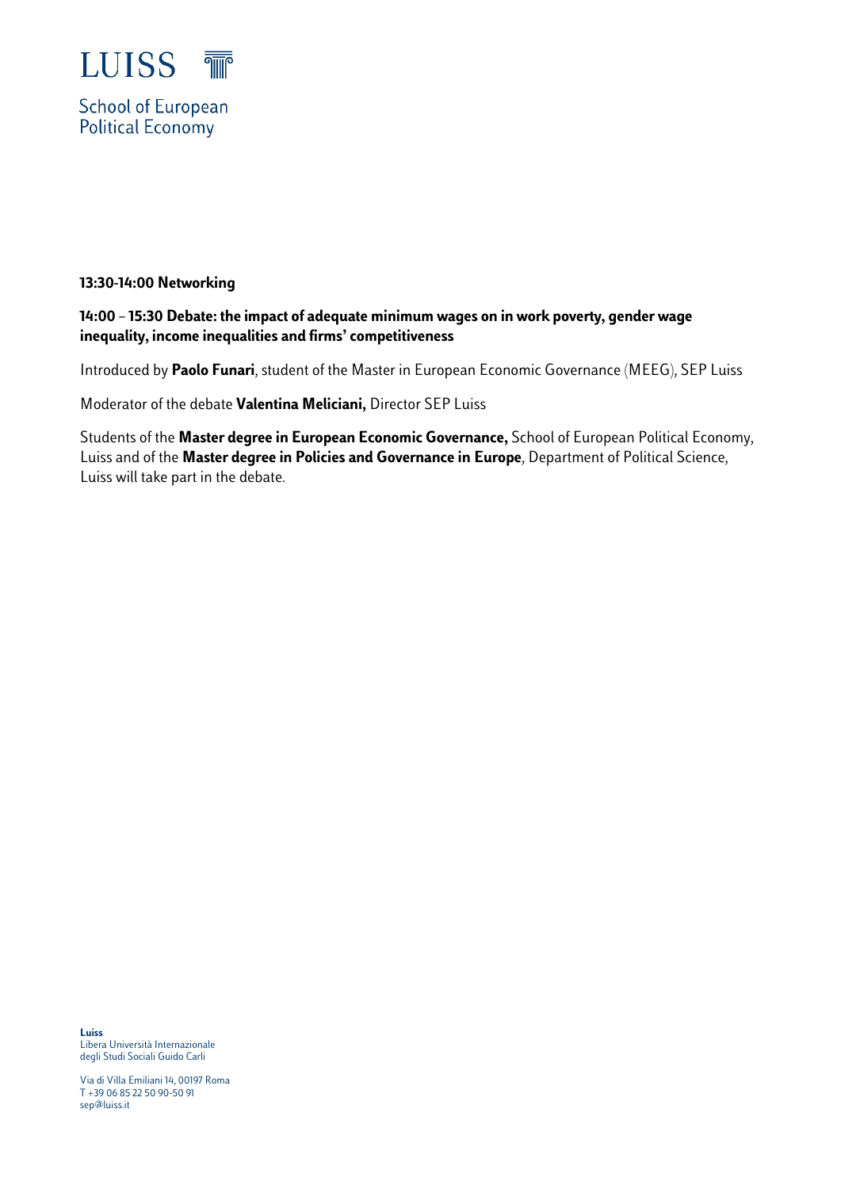**13:30-14:00 Networking**

**14:00 – 15:30 Debate: the impact of adequate minimum wages on in work poverty, gender wage inequality, income inequalities and firms' competitiveness**

Introduced by **Paolo Funari**, student of the Master in European Economic Governance (MEEG), SEP Luiss

Moderator of the debate **Valentina Meliciani,** Director SEP Luiss

Students of the **Master degree in European Economic Governance,** School of European Political Economy, Luiss and of the **Master degree in Policies and Governance in Europe**, Department of Political Science, Luiss will take part in the debate.